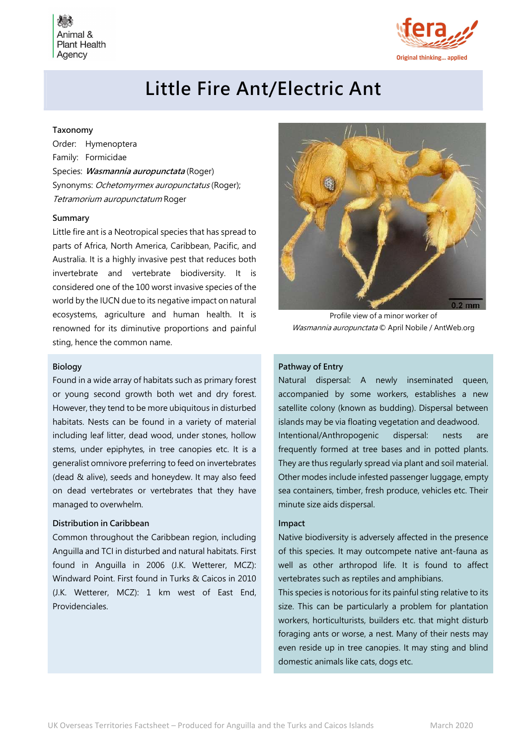# Little Fire Ant/Electric Ant

## Taxonomy

Order: Hymenoptera
Family: Formicidae
Species: ***Wasmannia auropunctata*** (Roger)
Synonyms: *Ochetomyrmex auropunctatus* (Roger); *Tetramorium auropunctatum* Roger

## Summary

Little fire ant is a Neotropical species that has spread to parts of Africa, North America, Caribbean, Pacific, and Australia. It is a highly invasive pest that reduces both invertebrate and vertebrate biodiversity. It is considered one of the 100 worst invasive species of the world by the IUCN due to its negative impact on natural ecosystems, agriculture and human health. It is renowned for its diminutive proportions and painful sting, hence the common name.

Profile view of a minor worker of *Wasmannia auropunctata* © April Nobile / AntWeb.org

## Biology

Found in a wide array of habitats such as primary forest or young second growth both wet and dry forest. However, they tend to be more ubiquitous in disturbed habitats. Nests can be found in a variety of material including leaf litter, dead wood, under stones, hollow stems, under epiphytes, in tree canopies etc. It is a generalist omnivore preferring to feed on invertebrates (dead & alive), seeds and honeydew. It may also feed on dead vertebrates or vertebrates that they have managed to overwhelm.

## Distribution in Caribbean

Common throughout the Caribbean region, including Anguilla and TCI in disturbed and natural habitats. First found in Anguilla in 2006 (J.K. Wetterer, MCZ): Windward Point. First found in Turks & Caicos in 2010 (J.K. Wetterer, MCZ): 1 km west of East End, Providenciales.

## Pathway of Entry

Natural dispersal: A newly inseminated queen, accompanied by some workers, establishes a new satellite colony (known as budding). Dispersal between islands may be via floating vegetation and deadwood.

Intentional/Anthropogenic dispersal: nests are frequently formed at tree bases and in potted plants. They are thus regularly spread via plant and soil material. Other modes include infested passenger luggage, empty sea containers, timber, fresh produce, vehicles etc. Their minute size aids dispersal.

## Impact

Native biodiversity is adversely affected in the presence of this species. It may outcompete native ant-fauna as well as other arthropod life. It is found to affect vertebrates such as reptiles and amphibians.

This species is notorious for its painful sting relative to its size. This can be particularly a problem for plantation workers, horticulturists, builders etc. that might disturb foraging ants or worse, a nest. Many of their nests may even reside up in tree canopies. It may sting and blind domestic animals like cats, dogs etc.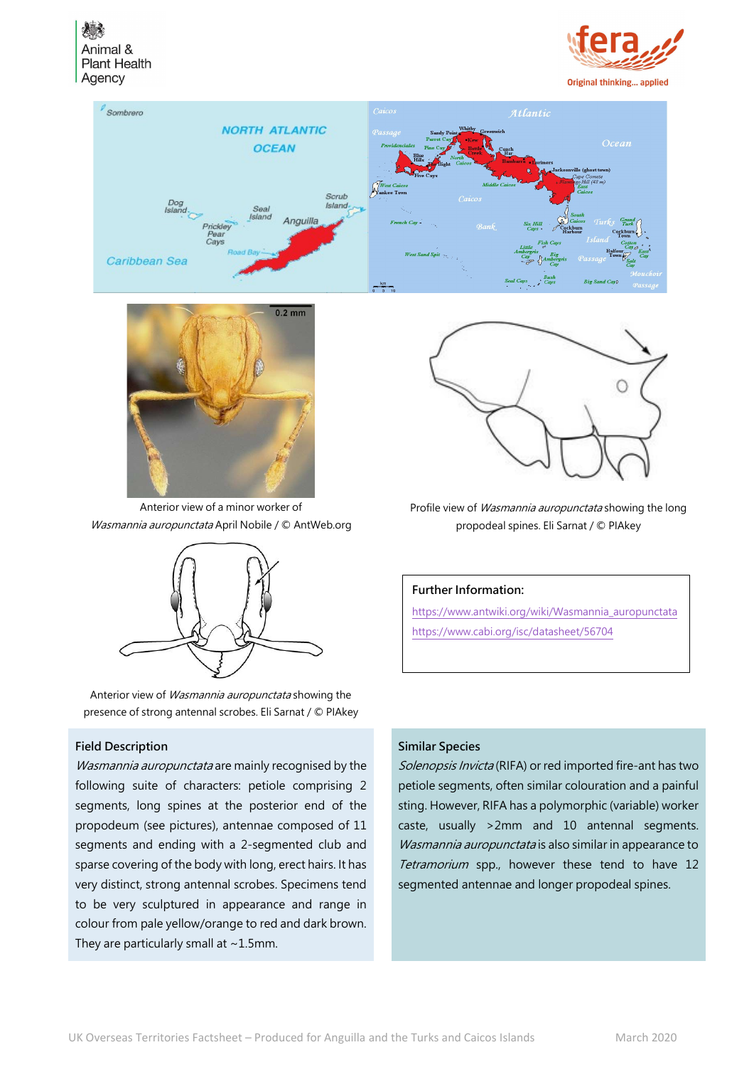Anterior view of a minor worker of *Wasmannia auropunctata* April Nobile / © AntWeb.org

Profile view of *Wasmannia auropunctata* showing the long propodeal spines. Eli Sarnat / © PIAkey

Anterior view of *Wasmannia auropunctata* showing the presence of strong antennal scrobes. Eli Sarnat / © PIAkey

**Further Information:**

https://www.antwiki.org/wiki/Wasmannia_auropunctata

https://www.cabi.org/isc/datasheet/56704

## Field Description

*Wasmannia auropunctata* are mainly recognised by the following suite of characters: petiole comprising 2 segments, long spines at the posterior end of the propodeum (see pictures), antennae composed of 11 segments and ending with a 2-segmented club and sparse covering of the body with long, erect hairs. It has very distinct, strong antennal scrobes. Specimens tend to be very sculptured in appearance and range in colour from pale yellow/orange to red and dark brown. They are particularly small at ~1.5mm.

## Similar Species

*Solenopsis Invicta* (RIFA) or red imported fire-ant has two petiole segments, often similar colouration and a painful sting. However, RIFA has a polymorphic (variable) worker caste, usually >2mm and 10 antennal segments. *Wasmannia auropunctata* is also similar in appearance to *Tetramorium* spp., however these tend to have 12 segmented antennae and longer propodeal spines.